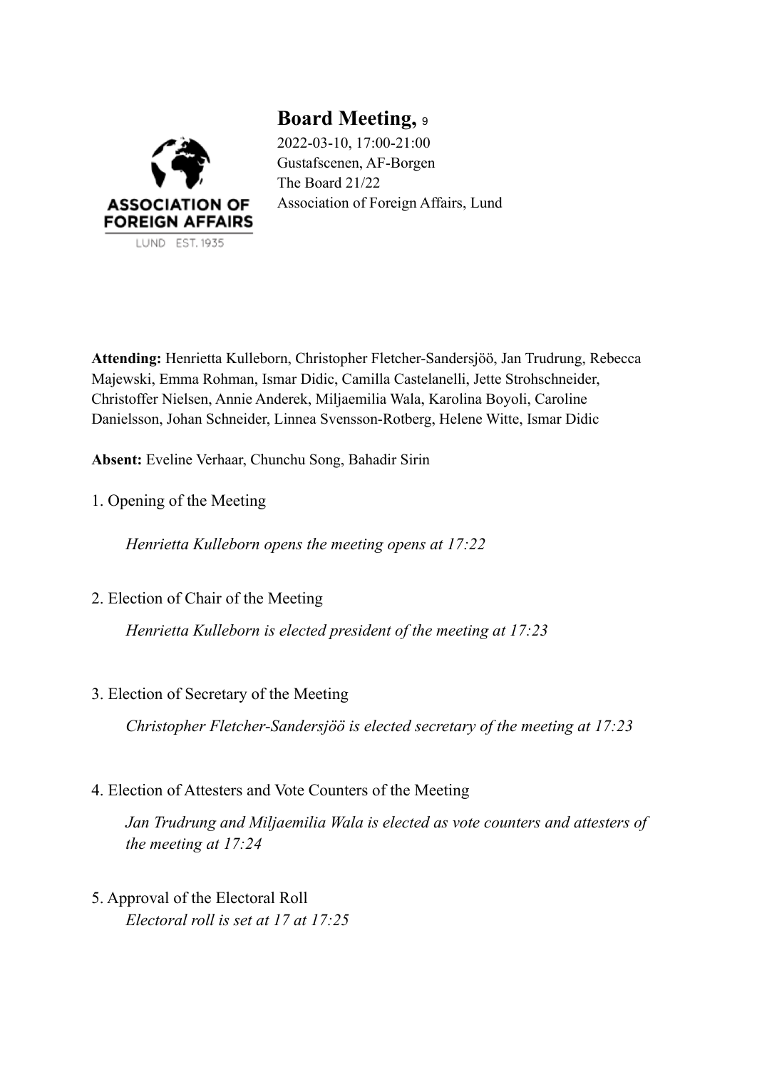# Board Meeting, 9

2022-03-10, 17:00-21:00
Gustafscenen, AF-Borgen
The Board 21/22
Association of Foreign Affairs, Lund

**Attending:** Henrietta Kulleborn, Christopher Fletcher-Sandersjöö, Jan Trudrung, Rebecca Majewski, Emma Rohman, Ismar Didic, Camilla Castelanelli, Jette Strohschneider, Christoffer Nielsen, Annie Anderek, Miljaemilia Wala, Karolina Boyoli, Caroline Danielsson, Johan Schneider, Linnea Svensson-Rotberg, Helene Witte, Ismar Didic

**Absent:** Eveline Verhaar, Chunchu Song, Bahadir Sirin

1. Opening of the Meeting

   *Henrietta Kulleborn opens the meeting opens at 17:22*

2. Election of Chair of the Meeting

   *Henrietta Kulleborn is elected president of the meeting at 17:23*

3. Election of Secretary of the Meeting

   *Christopher Fletcher-Sandersjöö is elected secretary of the meeting at 17:23*

4. Election of Attesters and Vote Counters of the Meeting

   *Jan Trudrung and Miljaemilia Wala is elected as vote counters and attesters of the meeting at 17:24*

5. Approval of the Electoral Roll

   *Electoral roll is set at 17 at 17:25*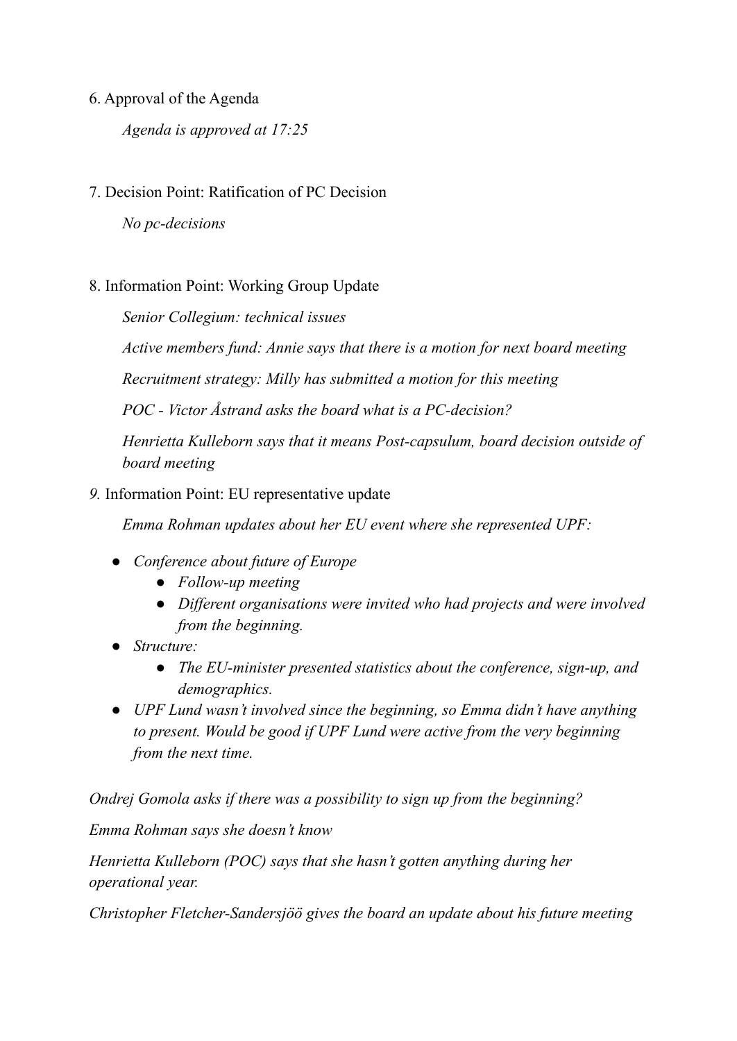6. Approval of the Agenda

*Agenda is approved at 17:25*

7. Decision Point: Ratification of PC Decision

*No pc-decisions*

8. Information Point: Working Group Update

*Senior Collegium: technical issues*

*Active members fund: Annie says that there is a motion for next board meeting*

*Recruitment strategy: Milly has submitted a motion for this meeting*

*POC - Victor Åstrand asks the board what is a PC-decision?*

*Henrietta Kulleborn says that it means Post-capsulum, board decision outside of board meeting*

*9.* Information Point: EU representative update

*Emma Rohman updates about her EU event where she represented UPF:*

- *Conference about future of Europe*
  - *Follow-up meeting*
  - *Different organisations were invited who had projects and were involved from the beginning.*
- *Structure:*
  - *The EU-minister presented statistics about the conference, sign-up, and demographics.*
- *UPF Lund wasn't involved since the beginning, so Emma didn't have anything to present. Would be good if UPF Lund were active from the very beginning from the next time.*

*Ondrej Gomola asks if there was a possibility to sign up from the beginning?*

*Emma Rohman says she doesn't know*

*Henrietta Kulleborn (POC) says that she hasn't gotten anything during her operational year.*

*Christopher Fletcher-Sandersjöö gives the board an update about his future meeting*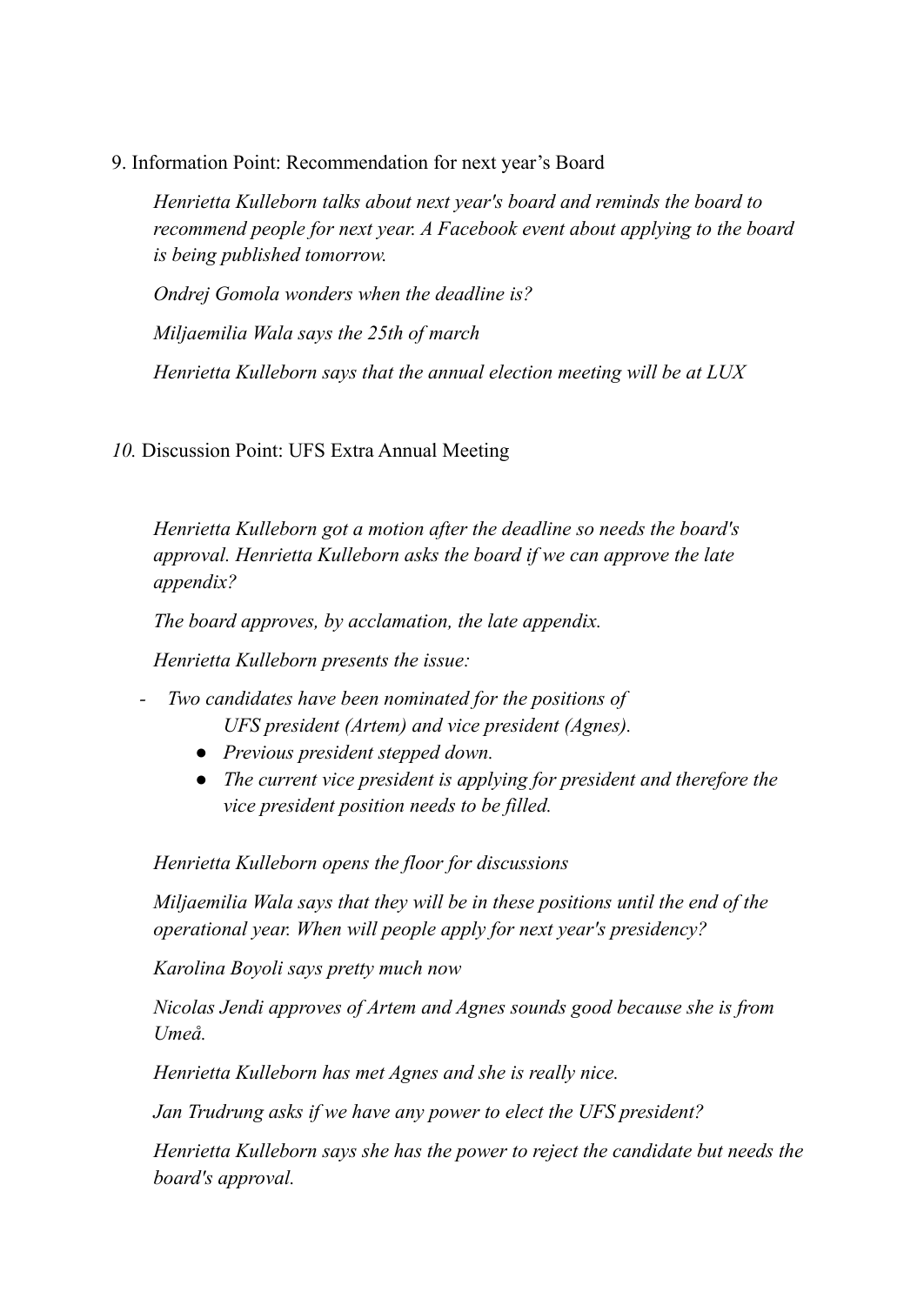9. Information Point: Recommendation for next year's Board

*Henrietta Kulleborn talks about next year's board and reminds the board to recommend people for next year. A Facebook event about applying to the board is being published tomorrow.*

*Ondrej Gomola wonders when the deadline is?*

*Miljaemilia Wala says the 25th of march*

*Henrietta Kulleborn says that the annual election meeting will be at LUX*

*10.* Discussion Point: UFS Extra Annual Meeting

*Henrietta Kulleborn got a motion after the deadline so needs the board's approval. Henrietta Kulleborn asks the board if we can approve the late appendix?*

*The board approves, by acclamation, the late appendix.*

*Henrietta Kulleborn presents the issue:*

- *Two candidates have been nominated for the positions of UFS president (Artem) and vice president (Agnes).*
  - *Previous president stepped down.*
  - *The current vice president is applying for president and therefore the vice president position needs to be filled.*

*Henrietta Kulleborn opens the floor for discussions*

*Miljaemilia Wala says that they will be in these positions until the end of the operational year. When will people apply for next year's presidency?*

*Karolina Boyoli says pretty much now*

*Nicolas Jendi approves of Artem and Agnes sounds good because she is from Umeå.*

*Henrietta Kulleborn has met Agnes and she is really nice.*

*Jan Trudrung asks if we have any power to elect the UFS president?*

*Henrietta Kulleborn says she has the power to reject the candidate but needs the board's approval.*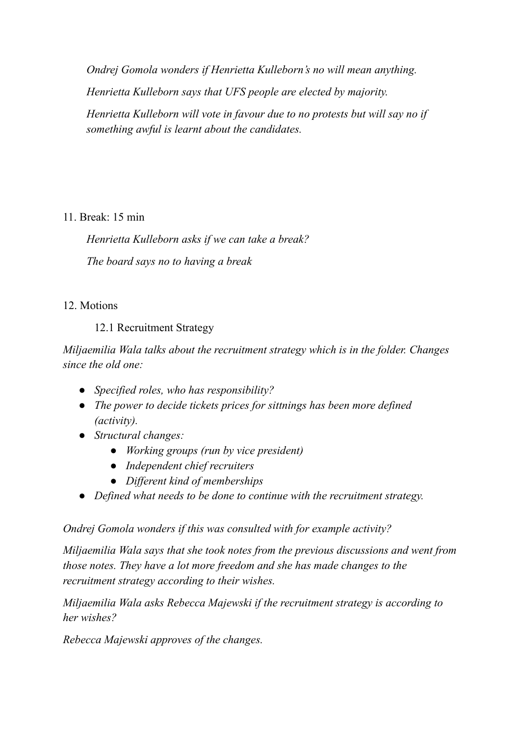*Ondrej Gomola wonders if Henrietta Kulleborn's no will mean anything.*

*Henrietta Kulleborn says that UFS people are elected by majority.*

*Henrietta Kulleborn will vote in favour due to no protests but will say no if something awful is learnt about the candidates.*

11. Break: 15 min

*Henrietta Kulleborn asks if we can take a break?*

*The board says no to having a break*

12. Motions

12.1 Recruitment Strategy

*Miljaemilia Wala talks about the recruitment strategy which is in the folder. Changes since the old one:*

- *Specified roles, who has responsibility?*
- *The power to decide tickets prices for sittnings has been more defined (activity).*
- *Structural changes:*
    - *Working groups (run by vice president)*
    - *Independent chief recruiters*
    - *Different kind of memberships*
- *Defined what needs to be done to continue with the recruitment strategy.*

*Ondrej Gomola wonders if this was consulted with for example activity?*

*Miljaemilia Wala says that she took notes from the previous discussions and went from those notes. They have a lot more freedom and she has made changes to the recruitment strategy according to their wishes.*

*Miljaemilia Wala asks Rebecca Majewski if the recruitment strategy is according to her wishes?*

*Rebecca Majewski approves of the changes.*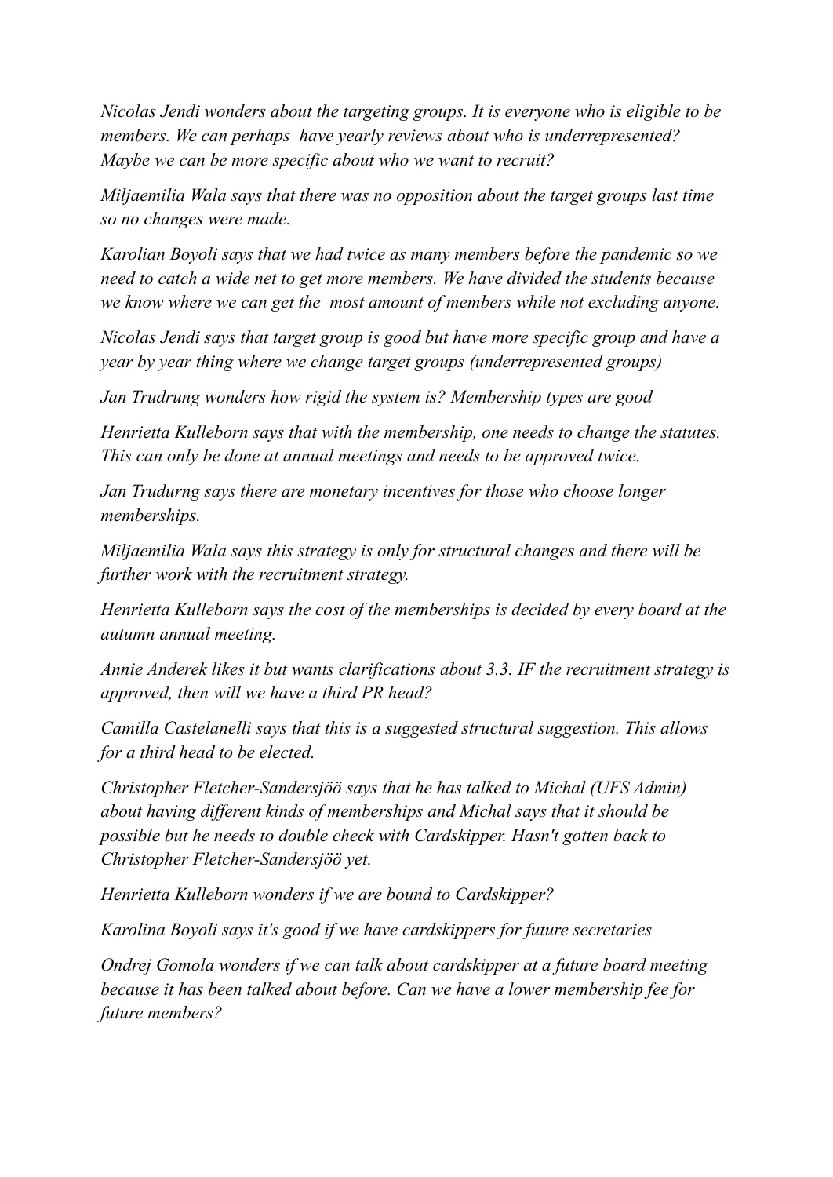*Nicolas Jendi wonders about the targeting groups. It is everyone who is eligible to be members. We can perhaps  have yearly reviews about who is underrepresented? Maybe we can be more specific about who we want to recruit?*

*Miljaemilia Wala says that there was no opposition about the target groups last time so no changes were made.*

*Karolian Boyoli says that we had twice as many members before the pandemic so we need to catch a wide net to get more members. We have divided the students because we know where we can get the  most amount of members while not excluding anyone.*

*Nicolas Jendi says that target group is good but have more specific group and have a year by year thing where we change target groups (underrepresented groups)*

*Jan Trudrung wonders how rigid the system is? Membership types are good*

*Henrietta Kulleborn says that with the membership, one needs to change the statutes. This can only be done at annual meetings and needs to be approved twice.*

*Jan Trudurng says there are monetary incentives for those who choose longer memberships.*

*Miljaemilia Wala says this strategy is only for structural changes and there will be further work with the recruitment strategy.*

*Henrietta Kulleborn says the cost of the memberships is decided by every board at the autumn annual meeting.*

*Annie Anderek likes it but wants clarifications about 3.3. IF the recruitment strategy is approved, then will we have a third PR head?*

*Camilla Castelanelli says that this is a suggested structural suggestion. This allows for a third head to be elected.*

*Christopher Fletcher-Sandersjöö says that he has talked to Michal (UFS Admin) about having different kinds of memberships and Michal says that it should be possible but he needs to double check with Cardskipper. Hasn't gotten back to Christopher Fletcher-Sandersjöö yet.*

*Henrietta Kulleborn wonders if we are bound to Cardskipper?*

*Karolina Boyoli says it's good if we have cardskippers for future secretaries*

*Ondrej Gomola wonders if we can talk about cardskipper at a future board meeting because it has been talked about before. Can we have a lower membership fee for future members?*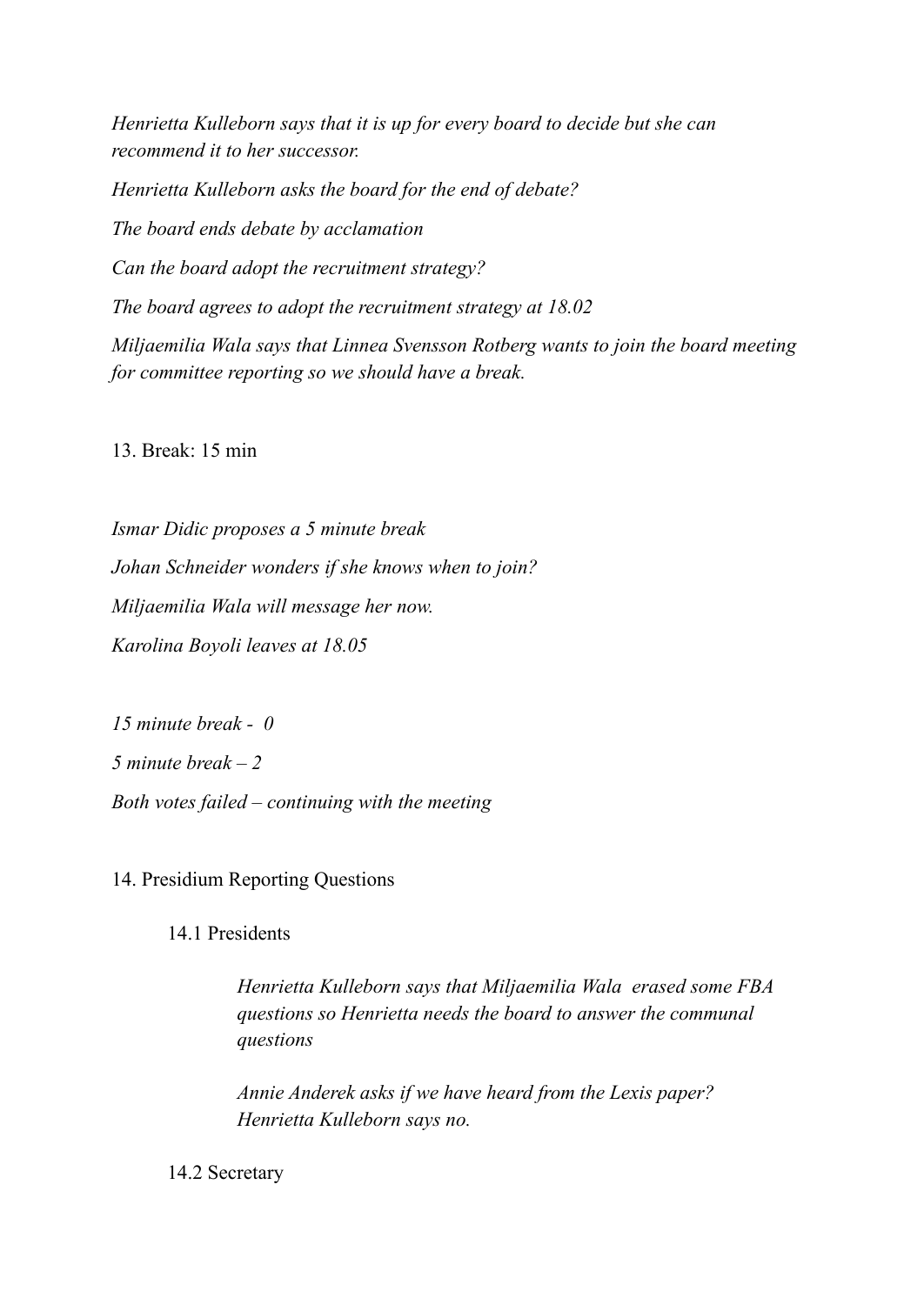*Henrietta Kulleborn says that it is up for every board to decide but she can recommend it to her successor.*

*Henrietta Kulleborn asks the board for the end of debate?*

*The board ends debate by acclamation*

*Can the board adopt the recruitment strategy?*

*The board agrees to adopt the recruitment strategy at 18.02*

*Miljaemilia Wala says that Linnea Svensson Rotberg wants to join the board meeting for committee reporting so we should have a break.*

13. Break: 15 min

*Ismar Didic proposes a 5 minute break*

*Johan Schneider wonders if she knows when to join?*

*Miljaemilia Wala will message her now.*

*Karolina Boyoli leaves at 18.05*

*15 minute break - 0*

*5 minute break – 2*

*Both votes failed – continuing with the meeting*

14. Presidium Reporting Questions

14.1 Presidents

*Henrietta Kulleborn says that Miljaemilia Wala erased some FBA questions so Henrietta needs the board to answer the communal questions*

*Annie Anderek asks if we have heard from the Lexis paper?*
*Henrietta Kulleborn says no.*

14.2 Secretary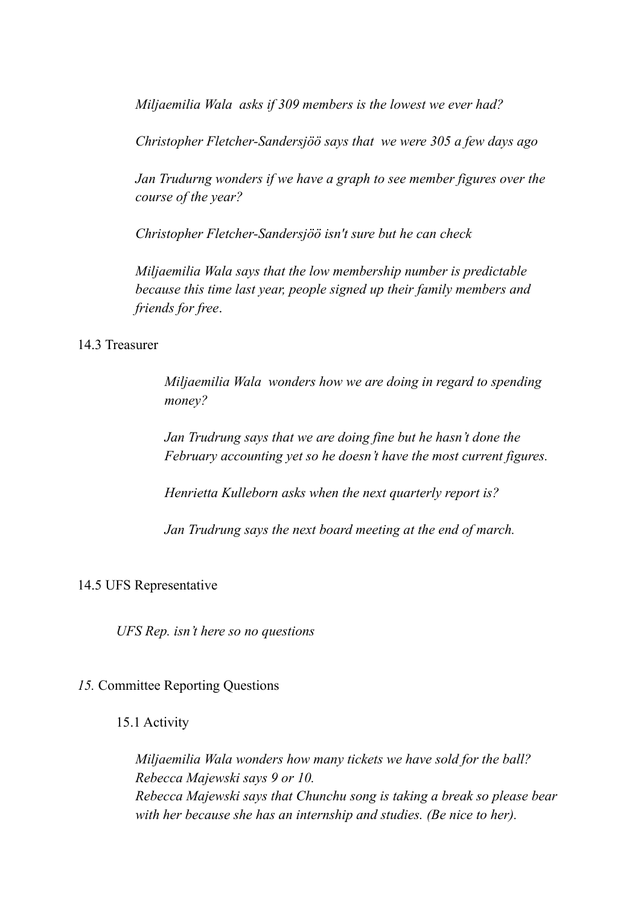*Miljaemilia Wala asks if 309 members is the lowest we ever had?*

*Christopher Fletcher-Sandersjöö says that we were 305 a few days ago*

*Jan Trudurng wonders if we have a graph to see member figures over the course of the year?*

*Christopher Fletcher-Sandersjöö isn't sure but he can check*

*Miljaemilia Wala says that the low membership number is predictable because this time last year, people signed up their family members and friends for free*.

14.3 Treasurer

> *Miljaemilia Wala wonders how we are doing in regard to spending money?*
>
> *Jan Trudrung says that we are doing fine but he hasn't done the February accounting yet so he doesn't have the most current figures.*
>
> *Henrietta Kulleborn asks when the next quarterly report is?*
>
> *Jan Trudrung says the next board meeting at the end of march.*

14.5 UFS Representative

*UFS Rep. isn't here so no questions*

*15.* Committee Reporting Questions

15.1 Activity

*Miljaemilia Wala wonders how many tickets we have sold for the ball?*
*Rebecca Majewski says 9 or 10.*
*Rebecca Majewski says that Chunchu song is taking a break so please bear with her because she has an internship and studies. (Be nice to her).*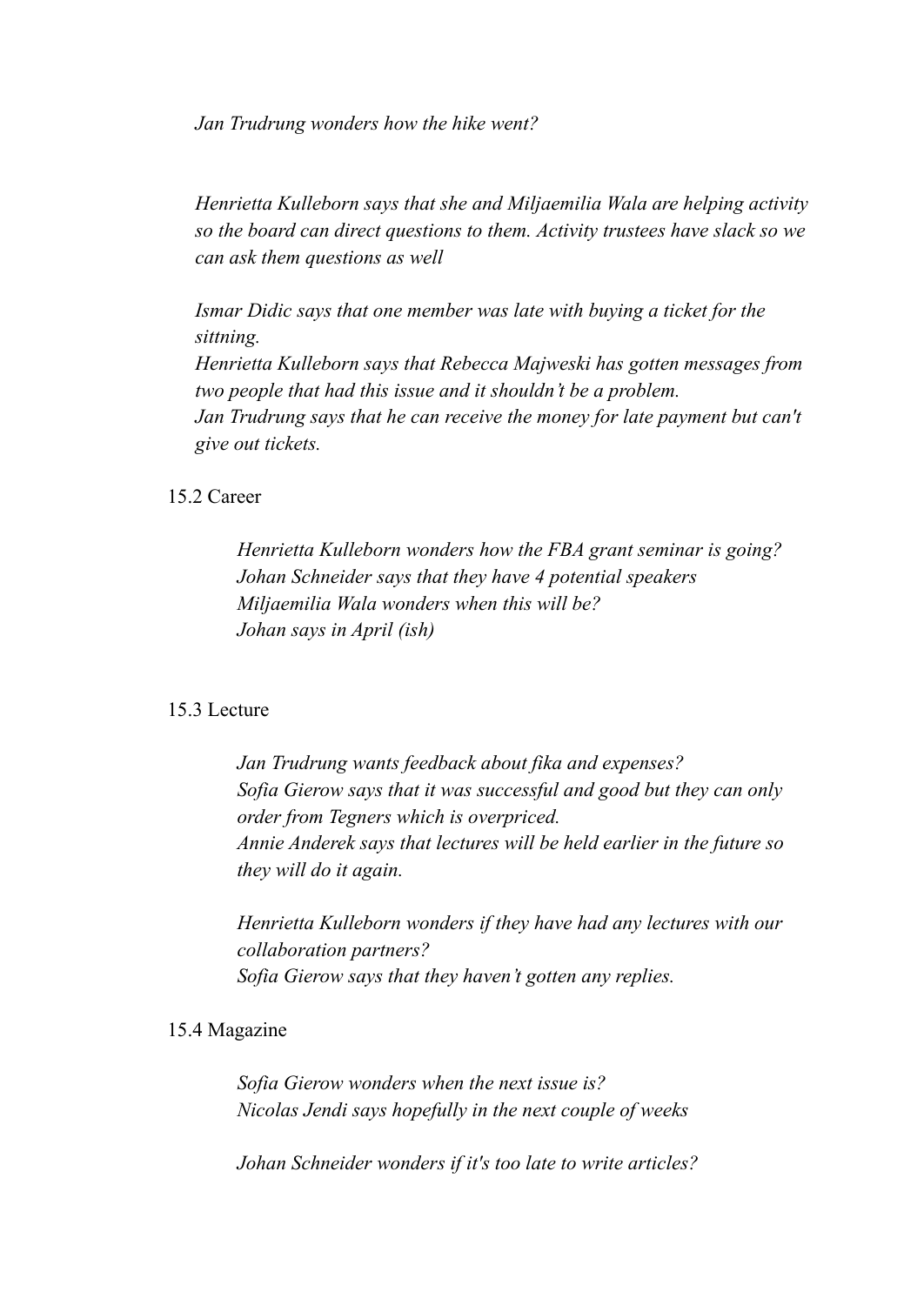*Jan Trudrung wonders how the hike went?*

*Henrietta Kulleborn says that she and Miljaemilia Wala are helping activity so the board can direct questions to them. Activity trustees have slack so we can ask them questions as well*

*Ismar Didic says that one member was late with buying a ticket for the sittning.*
*Henrietta Kulleborn says that Rebecca Majweski has gotten messages from two people that had this issue and it shouldn't be a problem.*
*Jan Trudrung says that he can receive the money for late payment but can't give out tickets.*

15.2 Career

*Henrietta Kulleborn wonders how the FBA grant seminar is going?*
*Johan Schneider says that they have 4 potential speakers*
*Miljaemilia Wala wonders when this will be?*
*Johan says in April (ish)*

15.3 Lecture

*Jan Trudrung wants feedback about fika and expenses?*
*Sofia Gierow says that it was successful and good but they can only order from Tegners which is overpriced.*
*Annie Anderek says that lectures will be held earlier in the future so they will do it again.*

*Henrietta Kulleborn wonders if they have had any lectures with our collaboration partners?*
*Sofia Gierow says that they haven't gotten any replies.*

15.4 Magazine

*Sofia Gierow wonders when the next issue is?*
*Nicolas Jendi says hopefully in the next couple of weeks*

*Johan Schneider wonders if it's too late to write articles?*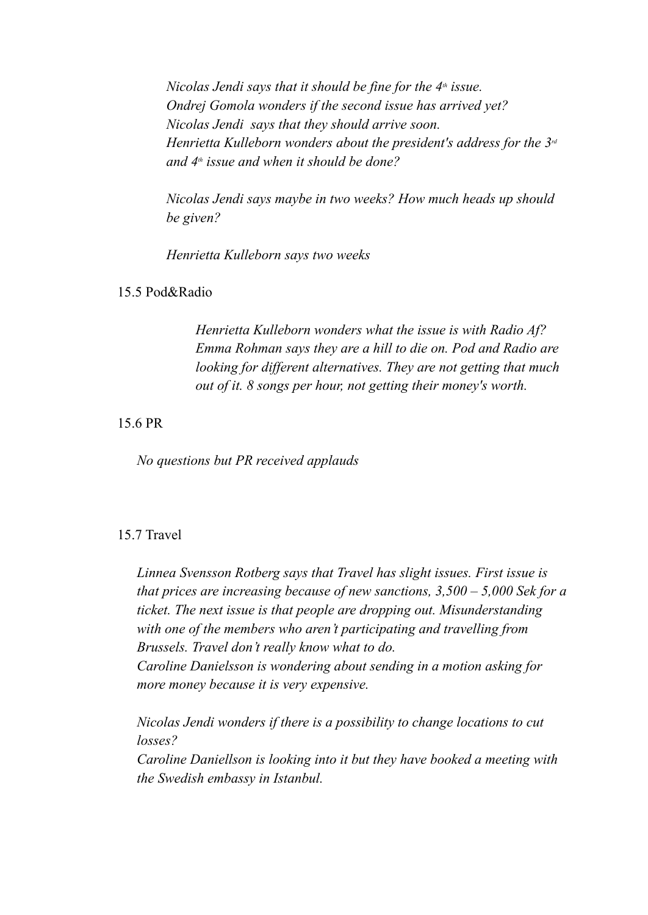*Nicolas Jendi says that it should be fine for the 4th issue.*
*Ondrej Gomola wonders if the second issue has arrived yet?*
*Nicolas Jendi says that they should arrive soon.*
*Henrietta Kulleborn wonders about the president's address for the 3rd and 4th issue and when it should be done?*

*Nicolas Jendi says maybe in two weeks? How much heads up should be given?*

*Henrietta Kulleborn says two weeks*

15.5 Pod&Radio

*Henrietta Kulleborn wonders what the issue is with Radio Af?*
*Emma Rohman says they are a hill to die on. Pod and Radio are looking for different alternatives. They are not getting that much out of it. 8 songs per hour, not getting their money's worth.*

15.6 PR

*No questions but PR received applauds*

15.7 Travel

*Linnea Svensson Rotberg says that Travel has slight issues. First issue is that prices are increasing because of new sanctions, 3,500 – 5,000 Sek for a ticket. The next issue is that people are dropping out. Misunderstanding with one of the members who aren't participating and travelling from Brussels. Travel don't really know what to do.*
*Caroline Danielsson is wondering about sending in a motion asking for more money because it is very expensive.*

*Nicolas Jendi wonders if there is a possibility to change locations to cut losses?*
*Caroline Daniellson is looking into it but they have booked a meeting with the Swedish embassy in Istanbul.*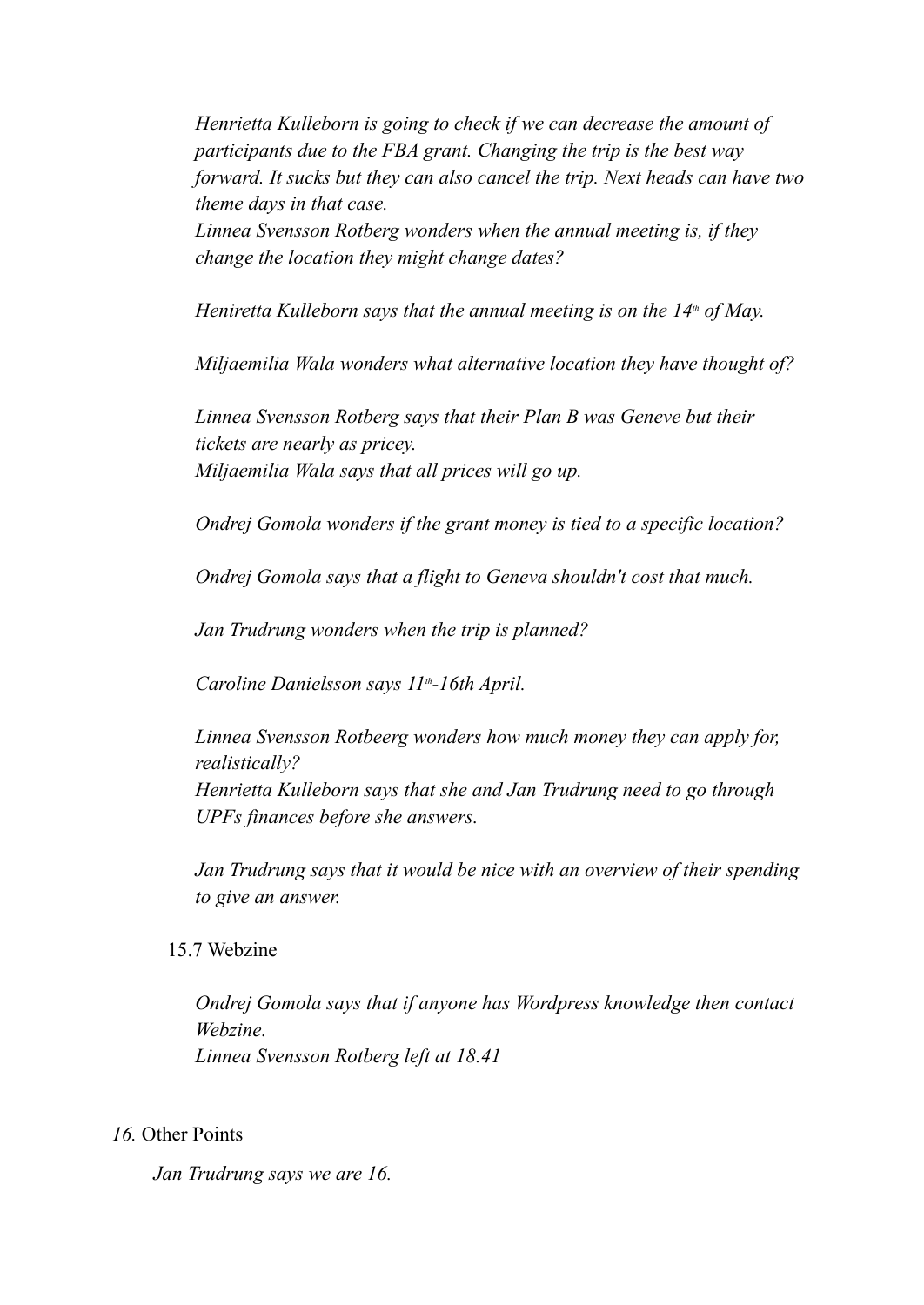*Henrietta Kulleborn is going to check if we can decrease the amount of participants due to the FBA grant. Changing the trip is the best way forward. It sucks but they can also cancel the trip. Next heads can have two theme days in that case.*
*Linnea Svensson Rotberg wonders when the annual meeting is, if they change the location they might change dates?*

*Heniretta Kulleborn says that the annual meeting is on the 14th of May.*

*Miljaemilia Wala wonders what alternative location they have thought of?*

*Linnea Svensson Rotberg says that their Plan B was Geneve but their tickets are nearly as pricey.*
*Miljaemilia Wala says that all prices will go up.*

*Ondrej Gomola wonders if the grant money is tied to a specific location?*

*Ondrej Gomola says that a flight to Geneva shouldn't cost that much.*

*Jan Trudrung wonders when the trip is planned?*

*Caroline Danielsson says 11th-16th April.*

*Linnea Svensson Rotbeerg wonders how much money they can apply for, realistically?*
*Henrietta Kulleborn says that she and Jan Trudrung need to go through UPFs finances before she answers.*

*Jan Trudrung says that it would be nice with an overview of their spending to give an answer.*

15.7 Webzine

*Ondrej Gomola says that if anyone has Wordpress knowledge then contact Webzine.*
*Linnea Svensson Rotberg left at 18.41*

*16.* Other Points

*Jan Trudrung says we are 16.*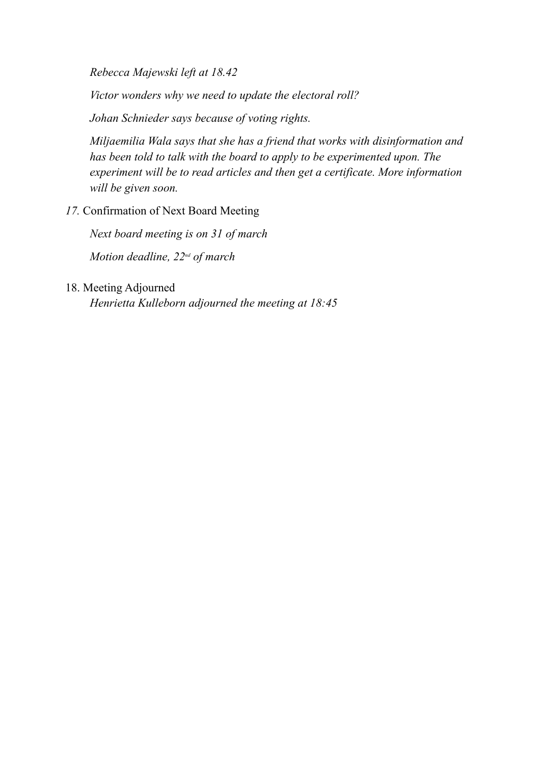*Rebecca Majewski left at 18.42*

*Victor wonders why we need to update the electoral roll?*

*Johan Schnieder says because of voting rights.*

*Miljaemilia Wala says that she has a friend that works with disinformation and has been told to talk with the board to apply to be experimented upon. The experiment will be to read articles and then get a certificate. More information will be given soon.*

*17.* Confirmation of Next Board Meeting

*Next board meeting is on 31 of march*

*Motion deadline, 22nd of march*

18. Meeting Adjourned

*Henrietta Kulleborn adjourned the meeting at 18:45*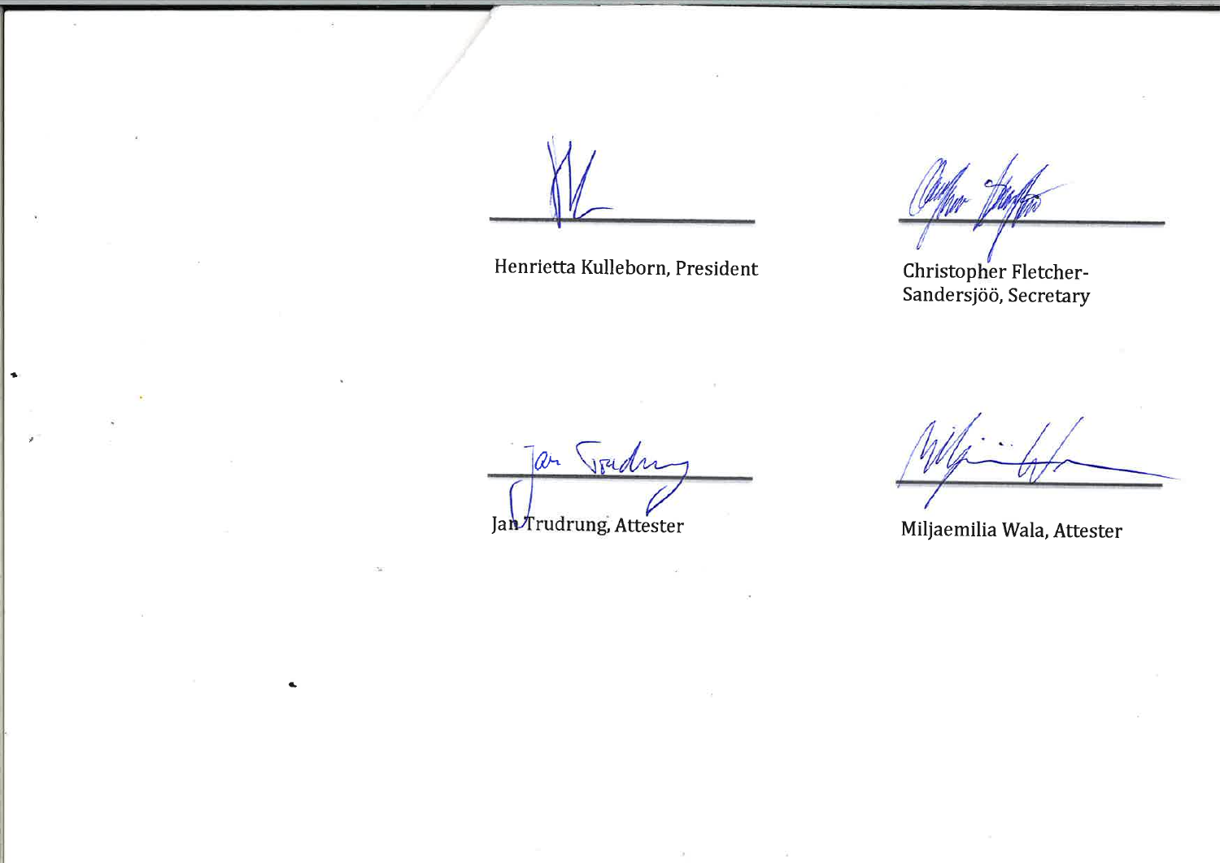Henrietta Kulleborn, President

Christopher Fletcher-Sandersjöö, Secretary

Jan Trudrung, Attester

Miljaemilia Wala, Attester